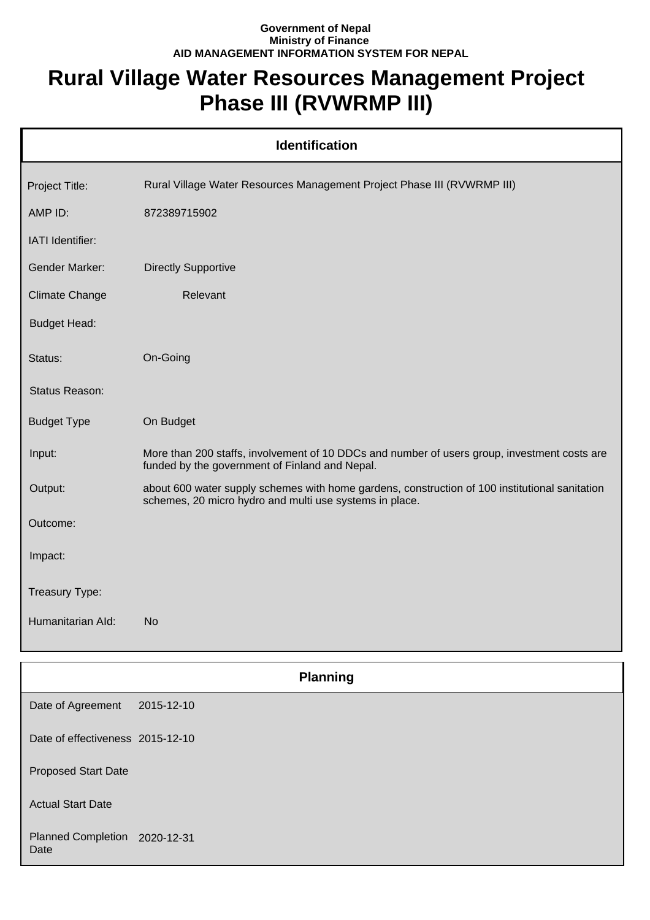**Government of Nepal**
**Ministry of Finance**
**AID MANAGEMENT INFORMATION SYSTEM FOR NEPAL**

# Rural Village Water Resources Management Project Phase III (RVWRMP III)

## Identification

| | |
|---|---|
| Project Title: | Rural Village Water Resources Management Project Phase III (RVWRMP III) |
| AMP ID: | 872389715902 |
| IATI Identifier: | |
| Gender Marker: | Directly Supportive |
| Climate Change | Relevant |
| Budget Head: | |
| Status: | On-Going |
| Status Reason: | |
| Budget Type | On Budget |
| Input: | More than 200 staffs, involvement of 10 DDCs and number of users group, investment costs are funded by the government of Finland and Nepal. |
| Output: | about 600 water supply schemes with home gardens, construction of 100 institutional sanitation schemes, 20 micro hydro and multi use systems in place. |
| Outcome: | |
| Impact: | |
| Treasury Type: | |
| Humanitarian AId: | No |

## Planning

| | |
|---|---|
| Date of Agreement | 2015-12-10 |
| Date of effectiveness | 2015-12-10 |
| Proposed Start Date | |
| Actual Start Date | |
| Planned Completion Date | 2020-12-31 |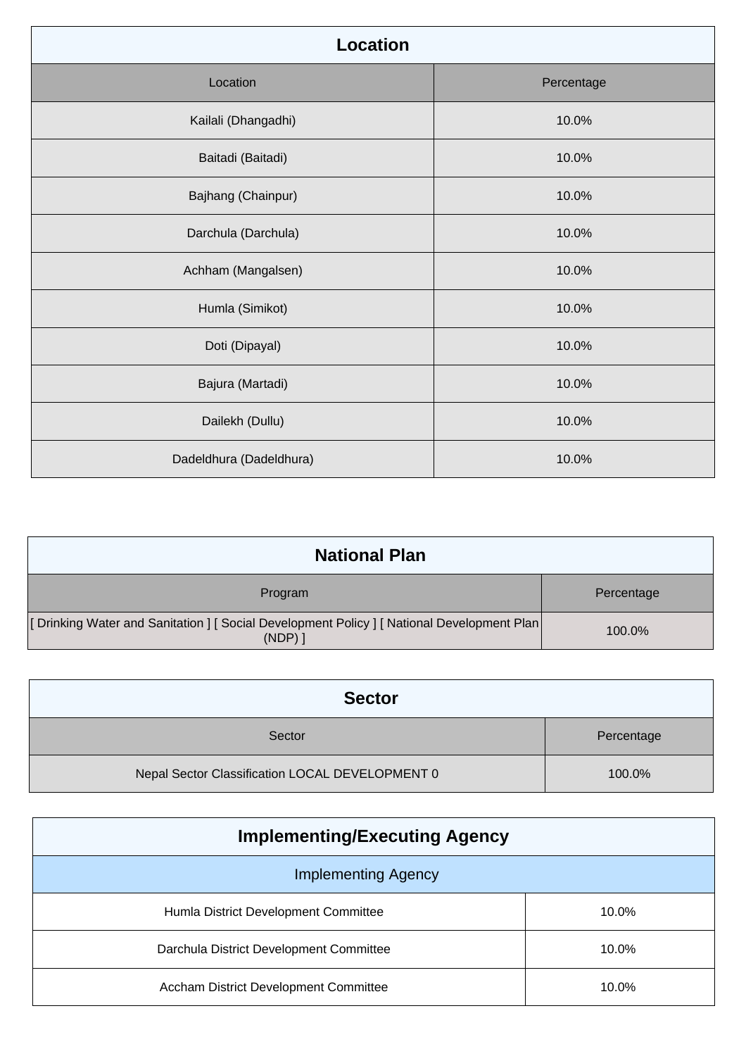## Location

| Location | Percentage |
| --- | --- |
| Kailali (Dhangadhi) | 10.0% |
| Baitadi (Baitadi) | 10.0% |
| Bajhang (Chainpur) | 10.0% |
| Darchula (Darchula) | 10.0% |
| Achham (Mangalsen) | 10.0% |
| Humla (Simikot) | 10.0% |
| Doti (Dipayal) | 10.0% |
| Bajura (Martadi) | 10.0% |
| Dailekh (Dullu) | 10.0% |
| Dadeldhura (Dadeldhura) | 10.0% |

## National Plan

| Program | Percentage |
| --- | --- |
| [ Drinking Water and Sanitation ] [ Social Development Policy ] [ National Development Plan (NDP) ] | 100.0% |

## Sector

| Sector | Percentage |
| --- | --- |
| Nepal Sector Classification LOCAL DEVELOPMENT 0 | 100.0% |

## Implementing/Executing Agency

| Implementing Agency | |
| --- | --- |
| Humla District Development Committee | 10.0% |
| Darchula District Development Committee | 10.0% |
| Accham District Development Committee | 10.0% |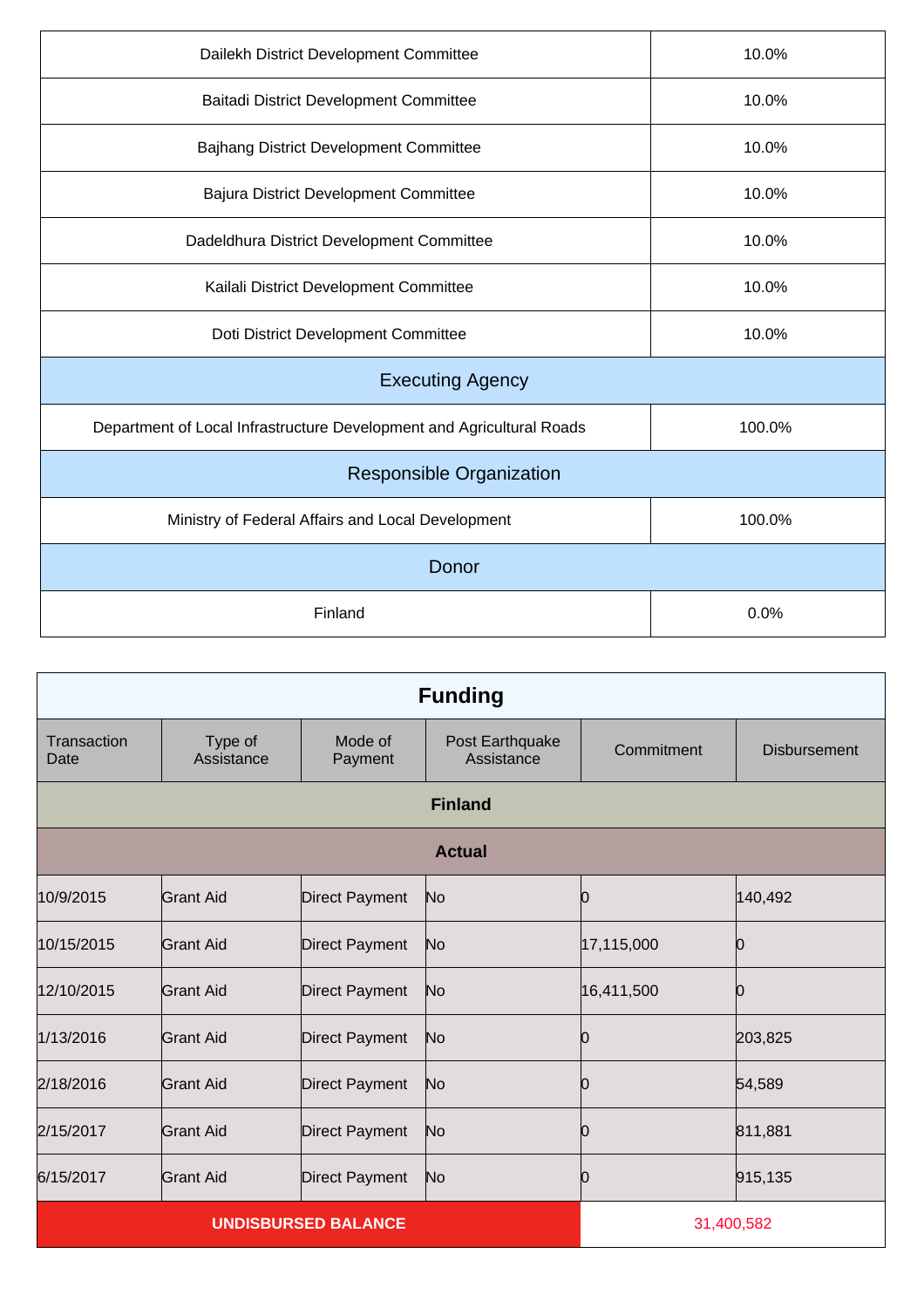| | |
|---|---|
| Dailekh District Development Committee | 10.0% |
| Baitadi District Development Committee | 10.0% |
| Bajhang District Development Committee | 10.0% |
| Bajura District Development Committee | 10.0% |
| Dadeldhura District Development Committee | 10.0% |
| Kailali District Development Committee | 10.0% |
| Doti District Development Committee | 10.0% |
| **Executing Agency** | |
| Department of Local Infrastructure Development and Agricultural Roads | 100.0% |
| **Responsible Organization** | |
| Ministry of Federal Affairs and Local Development | 100.0% |
| **Donor** | |
| Finland | 0.0% |

## Funding

| Transaction Date | Type of Assistance | Mode of Payment | Post Earthquake Assistance | Commitment | Disbursement |
|---|---|---|---|---|---|
| **Finland** | | | | | |
| **Actual** | | | | | |
| 10/9/2015 | Grant Aid | Direct Payment | No | 0 | 140,492 |
| 10/15/2015 | Grant Aid | Direct Payment | No | 17,115,000 | 0 |
| 12/10/2015 | Grant Aid | Direct Payment | No | 16,411,500 | 0 |
| 1/13/2016 | Grant Aid | Direct Payment | No | 0 | 203,825 |
| 2/18/2016 | Grant Aid | Direct Payment | No | 0 | 54,589 |
| 2/15/2017 | Grant Aid | Direct Payment | No | 0 | 811,881 |
| 6/15/2017 | Grant Aid | Direct Payment | No | 0 | 915,135 |
| **UNDISBURSED BALANCE** | | | | 31,400,582 | |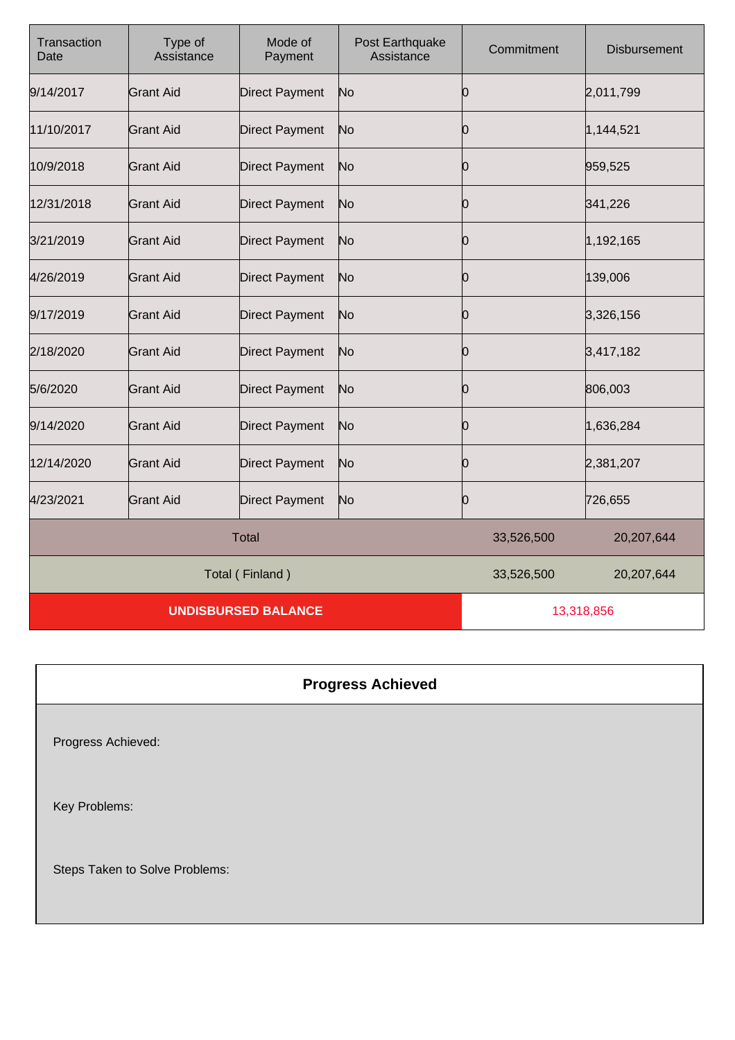| Transaction Date | Type of Assistance | Mode of Payment | Post Earthquake Assistance | Commitment | Disbursement |
|---|---|---|---|---|---|
| 9/14/2017 | Grant Aid | Direct Payment | No | 0 | 2,011,799 |
| 11/10/2017 | Grant Aid | Direct Payment | No | 0 | 1,144,521 |
| 10/9/2018 | Grant Aid | Direct Payment | No | 0 | 959,525 |
| 12/31/2018 | Grant Aid | Direct Payment | No | 0 | 341,226 |
| 3/21/2019 | Grant Aid | Direct Payment | No | 0 | 1,192,165 |
| 4/26/2019 | Grant Aid | Direct Payment | No | 0 | 139,006 |
| 9/17/2019 | Grant Aid | Direct Payment | No | 0 | 3,326,156 |
| 2/18/2020 | Grant Aid | Direct Payment | No | 0 | 3,417,182 |
| 5/6/2020 | Grant Aid | Direct Payment | No | 0 | 806,003 |
| 9/14/2020 | Grant Aid | Direct Payment | No | 0 | 1,636,284 |
| 12/14/2020 | Grant Aid | Direct Payment | No | 0 | 2,381,207 |
| 4/23/2021 | Grant Aid | Direct Payment | No | 0 | 726,655 |
| Total | | | | 33,526,500 | 20,207,644 |
| Total ( Finland ) | | | | 33,526,500 | 20,207,644 |
| **UNDISBURSED BALANCE** | | | | 13,318,856 | |

## Progress Achieved

Progress Achieved:

Key Problems:

Steps Taken to Solve Problems: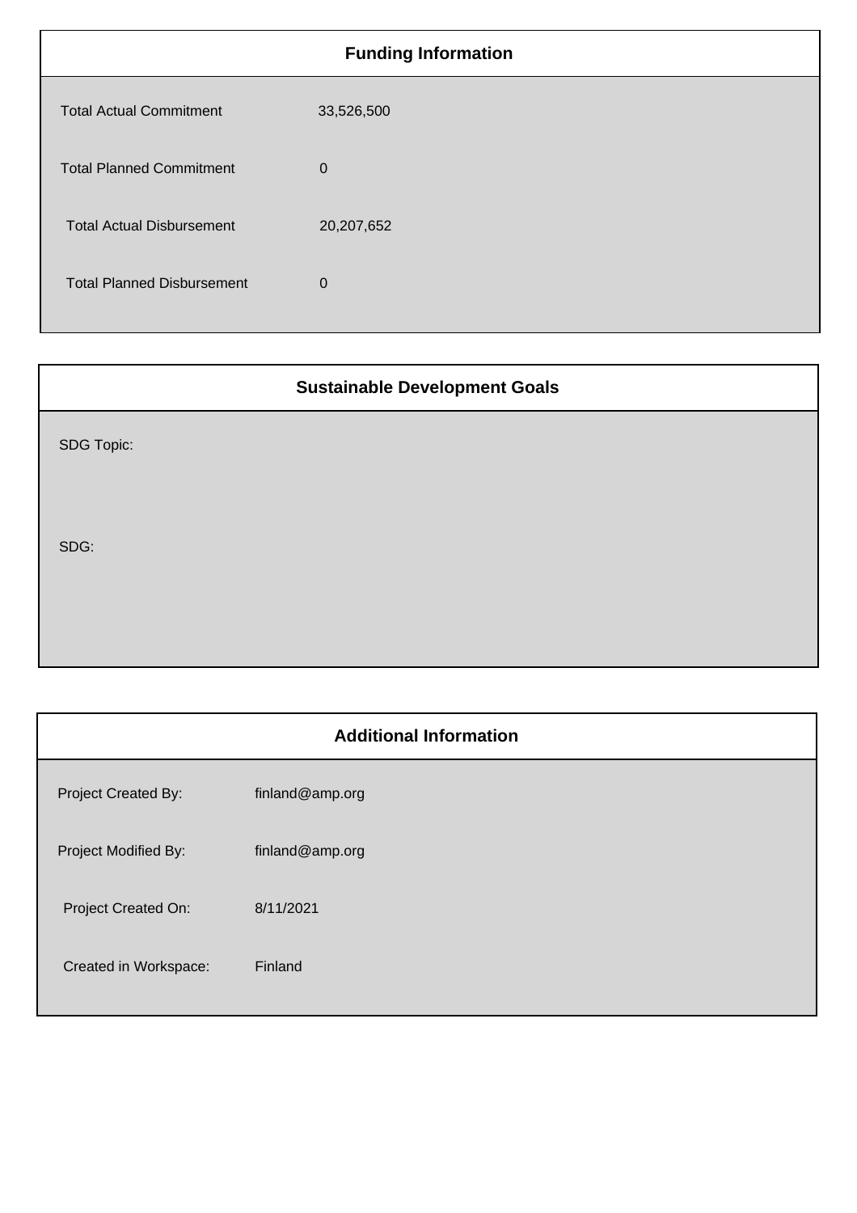## Funding Information

| | |
|---|---|
| Total Actual Commitment | 33,526,500 |
| Total Planned Commitment | 0 |
| Total Actual Disbursement | 20,207,652 |
| Total Planned Disbursement | 0 |

## Sustainable Development Goals

SDG Topic:

SDG:

## Additional Information

| | |
|---|---|
| Project Created By: | finland@amp.org |
| Project Modified By: | finland@amp.org |
| Project Created On: | 8/11/2021 |
| Created in Workspace: | Finland |